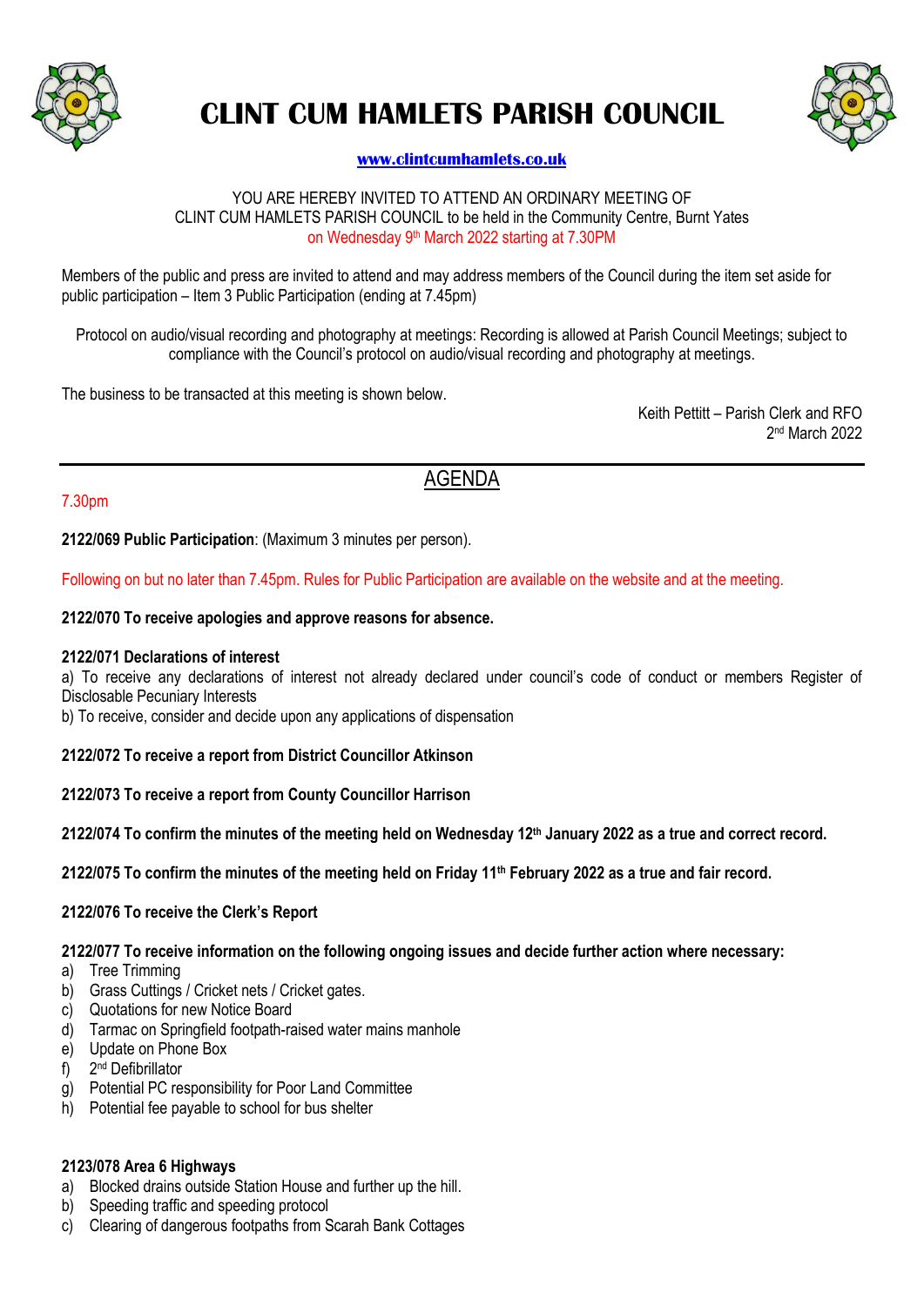# CLINT CUM HAMLETS PARISH COUNCIL

**www.clintcumhamlets.co.uk**

YOU ARE HEREBY INVITED TO ATTEND AN ORDINARY MEETING OF
CLINT CUM HAMLETS PARISH COUNCIL to be held in the Community Centre, Burnt Yates
on Wednesday 9th March 2022 starting at 7.30PM

Members of the public and press are invited to attend and may address members of the Council during the item set aside for public participation – Item 3 Public Participation (ending at 7.45pm)

Protocol on audio/visual recording and photography at meetings: Recording is allowed at Parish Council Meetings; subject to compliance with the Council's protocol on audio/visual recording and photography at meetings.

The business to be transacted at this meeting is shown below.

Keith Pettitt – Parish Clerk and RFO
2nd March 2022

---

## AGENDA

7.30pm

**2122/069 Public Participation**: (Maximum 3 minutes per person).

Following on but no later than 7.45pm. Rules for Public Participation are available on the website and at the meeting.

**2122/070 To receive apologies and approve reasons for absence.**

**2122/071 Declarations of interest**

a) To receive any declarations of interest not already declared under council's code of conduct or members Register of Disclosable Pecuniary Interests

b) To receive, consider and decide upon any applications of dispensation

**2122/072 To receive a report from District Councillor Atkinson**

**2122/073 To receive a report from County Councillor Harrison**

**2122/074 To confirm the minutes of the meeting held on Wednesday 12th January 2022 as a true and correct record.**

**2122/075 To confirm the minutes of the meeting held on Friday 11th February 2022 as a true and fair record.**

**2122/076 To receive the Clerk's Report**

**2122/077 To receive information on the following ongoing issues and decide further action where necessary:**

a) Tree Trimming
b) Grass Cuttings / Cricket nets / Cricket gates.
c) Quotations for new Notice Board
d) Tarmac on Springfield footpath-raised water mains manhole
e) Update on Phone Box
f) 2nd Defibrillator
g) Potential PC responsibility for Poor Land Committee
h) Potential fee payable to school for bus shelter

**2123/078 Area 6 Highways**

a) Blocked drains outside Station House and further up the hill.
b) Speeding traffic and speeding protocol
c) Clearing of dangerous footpaths from Scarah Bank Cottages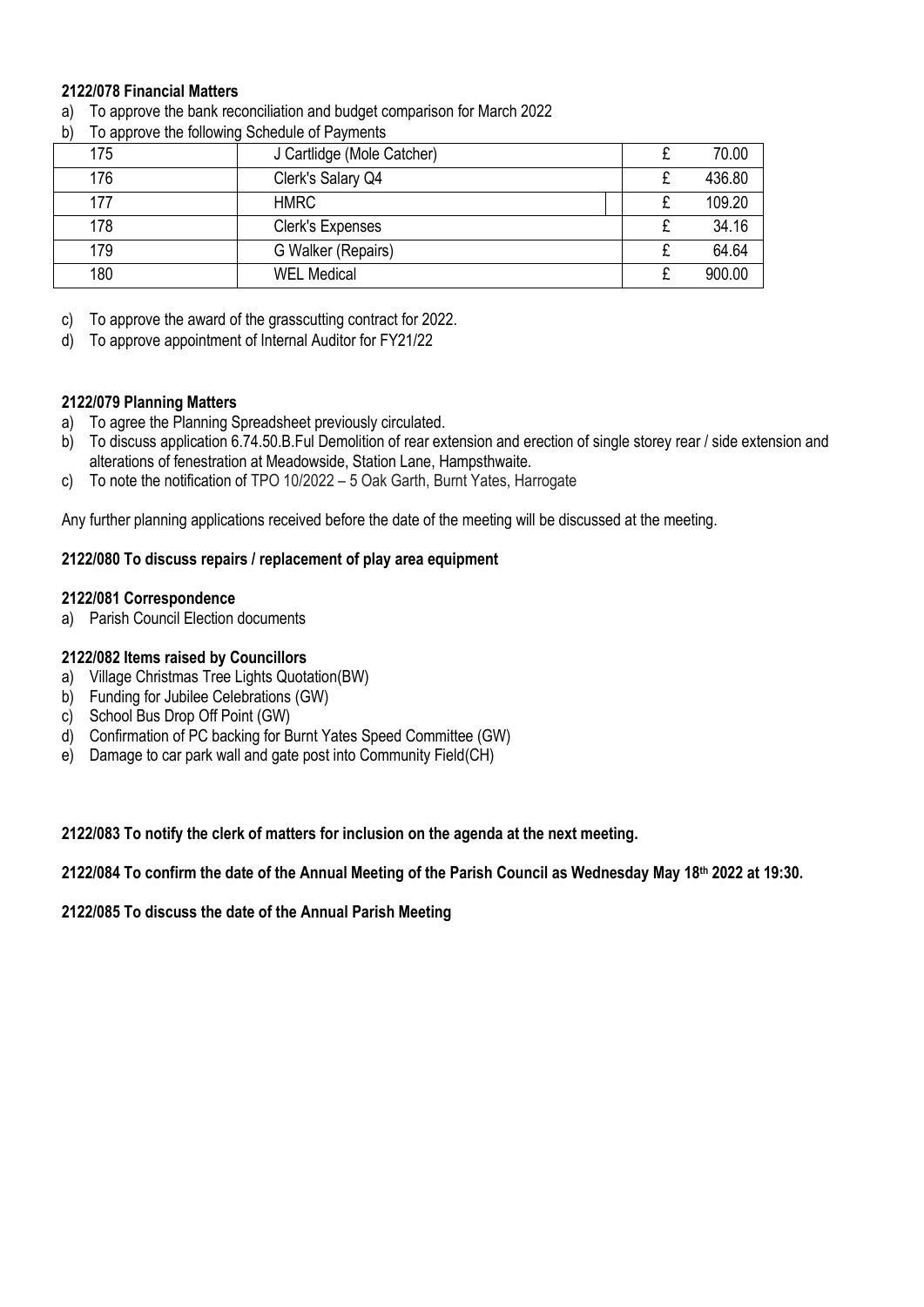**2122/078 Financial Matters**

a) To approve the bank reconciliation and budget comparison for March 2022

b) To approve the following Schedule of Payments

| | | | |
|---|---|---|---|
| 175 | J Cartlidge (Mole Catcher) | £ | 70.00 |
| 176 | Clerk's Salary Q4 | £ | 436.80 |
| 177 | HMRC | £ | 109.20 |
| 178 | Clerk's Expenses | £ | 34.16 |
| 179 | G Walker (Repairs) | £ | 64.64 |
| 180 | WEL Medical | £ | 900.00 |

c) To approve the award of the grasscutting contract for 2022.

d) To approve appointment of Internal Auditor for FY21/22

**2122/079 Planning Matters**

a) To agree the Planning Spreadsheet previously circulated.

b) To discuss application 6.74.50.B.Ful Demolition of rear extension and erection of single storey rear / side extension and alterations of fenestration at Meadowside, Station Lane, Hampsthwaite.

c) To note the notification of TPO 10/2022 – 5 Oak Garth, Burnt Yates, Harrogate

Any further planning applications received before the date of the meeting will be discussed at the meeting.

**2122/080 To discuss repairs / replacement of play area equipment**

**2122/081 Correspondence**

a) Parish Council Election documents

**2122/082 Items raised by Councillors**

a) Village Christmas Tree Lights Quotation(BW)

b) Funding for Jubilee Celebrations (GW)

c) School Bus Drop Off Point (GW)

d) Confirmation of PC backing for Burnt Yates Speed Committee (GW)

e) Damage to car park wall and gate post into Community Field(CH)

**2122/083 To notify the clerk of matters for inclusion on the agenda at the next meeting.**

**2122/084 To confirm the date of the Annual Meeting of the Parish Council as Wednesday May 18th 2022 at 19:30.**

**2122/085 To discuss the date of the Annual Parish Meeting**